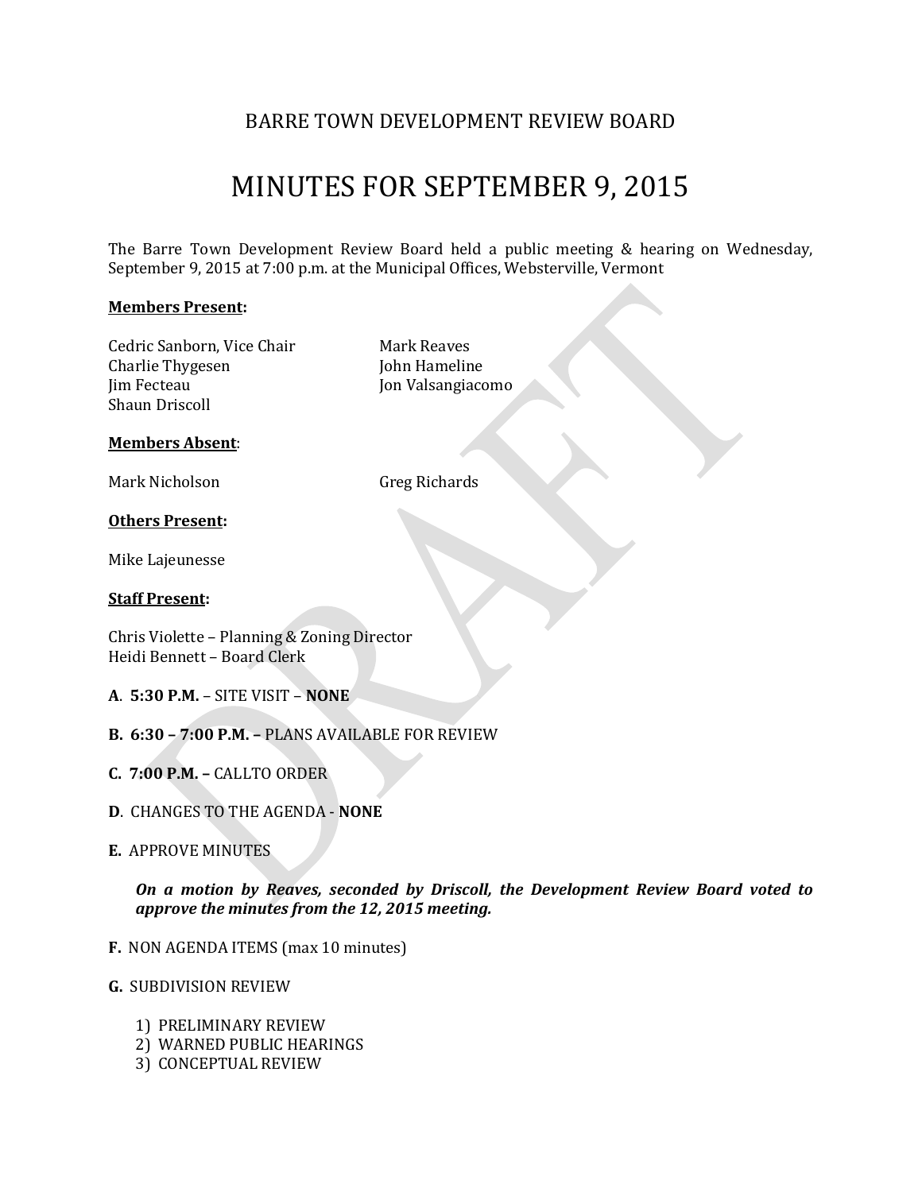# BARRE TOWN DEVELOPMENT REVIEW BOARD

# MINUTES FOR SEPTEMBER 9, 2015

The Barre Town Development Review Board held a public meeting & hearing on Wednesday, September 9, 2015 at 7:00 p.m. at the Municipal Offices, Websterville, Vermont

**Members Present:**

Cedric Sanborn, Vice Chair
Charlie Thygesen
Jim Fecteau
Shaun Driscoll
Mark Reaves
John Hameline
Jon Valsangiacomo

**Members Absent**:

Mark Nicholson
Greg Richards

**Others Present:**

Mike Lajeunesse

**Staff Present:**

Chris Violette – Planning & Zoning Director
Heidi Bennett – Board Clerk

**A**. **5:30 P.M.** – SITE VISIT – **NONE**

**B. 6:30 – 7:00 P.M. –** PLANS AVAILABLE FOR REVIEW

**C. 7:00 P.M. –** CALLTO ORDER

**D**. CHANGES TO THE AGENDA - **NONE**

**E.** APPROVE MINUTES

> ***On a motion by Reaves, seconded by Driscoll, the Development Review Board voted to approve the minutes from the 12, 2015 meeting.***

**F.** NON AGENDA ITEMS (max 10 minutes)

**G.** SUBDIVISION REVIEW

1) PRELIMINARY REVIEW
2) WARNED PUBLIC HEARINGS
3) CONCEPTUAL REVIEW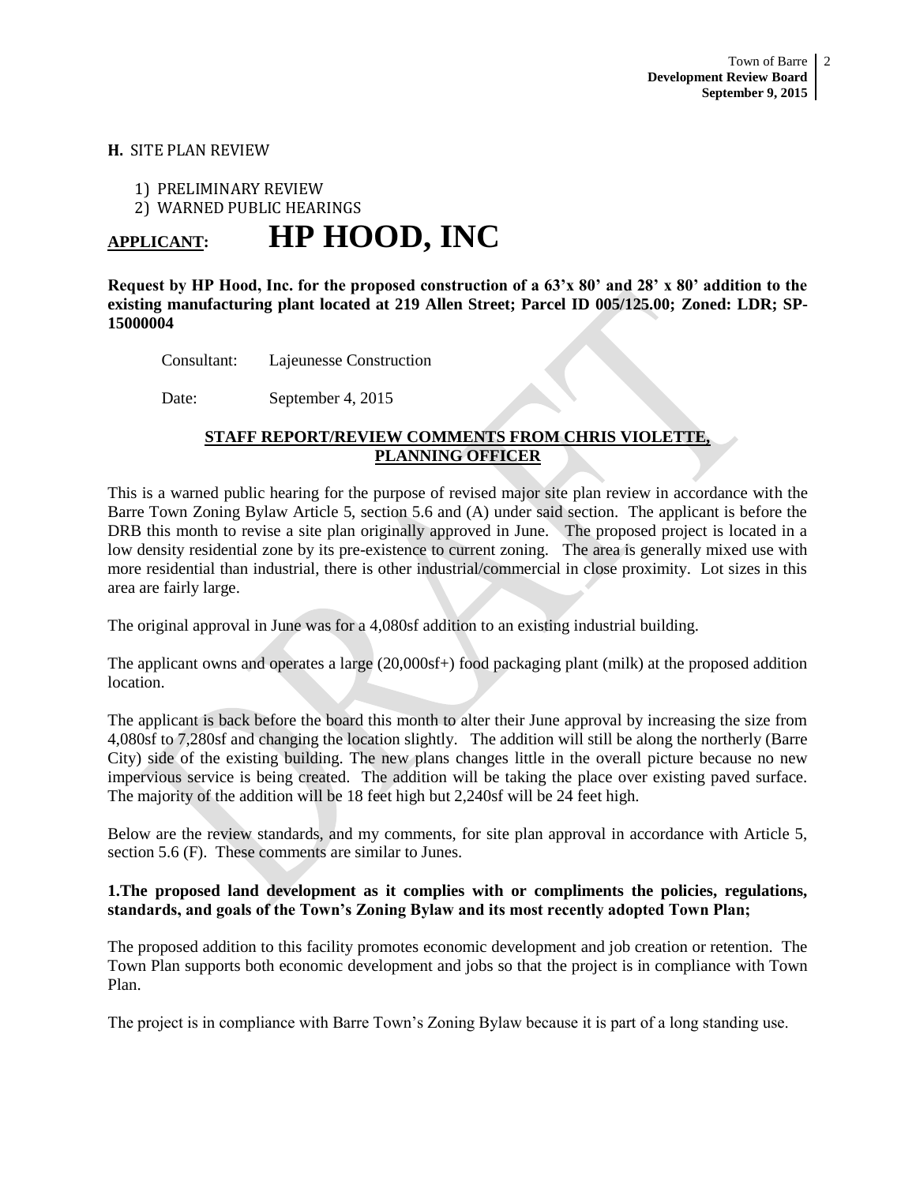**H.** SITE PLAN REVIEW

1) PRELIMINARY REVIEW
2) WARNED PUBLIC HEARINGS

# APPLICANT: HP HOOD, INC

**Request by HP Hood, Inc. for the proposed construction of a 63'x 80' and 28' x 80' addition to the existing manufacturing plant located at 219 Allen Street; Parcel ID 005/125.00; Zoned: LDR; SP-15000004**

Consultant: Lajeunesse Construction

Date: September 4, 2015

**STAFF REPORT/REVIEW COMMENTS FROM CHRIS VIOLETTE, PLANNING OFFICER**

This is a warned public hearing for the purpose of revised major site plan review in accordance with the Barre Town Zoning Bylaw Article 5, section 5.6 and (A) under said section. The applicant is before the DRB this month to revise a site plan originally approved in June. The proposed project is located in a low density residential zone by its pre-existence to current zoning. The area is generally mixed use with more residential than industrial, there is other industrial/commercial in close proximity. Lot sizes in this area are fairly large.

The original approval in June was for a 4,080sf addition to an existing industrial building.

The applicant owns and operates a large (20,000sf+) food packaging plant (milk) at the proposed addition location.

The applicant is back before the board this month to alter their June approval by increasing the size from 4,080sf to 7,280sf and changing the location slightly. The addition will still be along the northerly (Barre City) side of the existing building. The new plans changes little in the overall picture because no new impervious service is being created. The addition will be taking the place over existing paved surface. The majority of the addition will be 18 feet high but 2,240sf will be 24 feet high.

Below are the review standards, and my comments, for site plan approval in accordance with Article 5, section 5.6 (F). These comments are similar to Junes.

**1.The proposed land development as it complies with or compliments the policies, regulations, standards, and goals of the Town's Zoning Bylaw and its most recently adopted Town Plan;**

The proposed addition to this facility promotes economic development and job creation or retention. The Town Plan supports both economic development and jobs so that the project is in compliance with Town Plan.

The project is in compliance with Barre Town's Zoning Bylaw because it is part of a long standing use.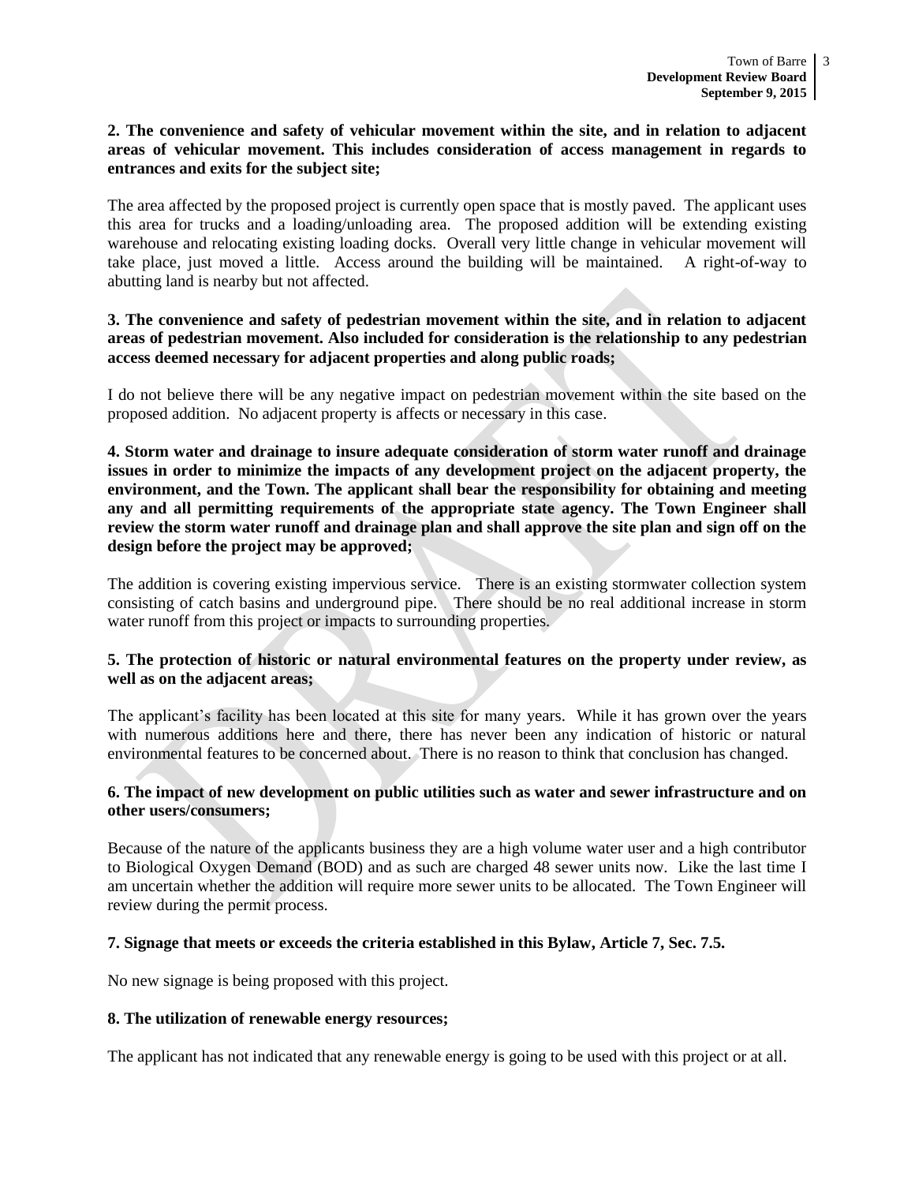**2. The convenience and safety of vehicular movement within the site, and in relation to adjacent areas of vehicular movement. This includes consideration of access management in regards to entrances and exits for the subject site;**

The area affected by the proposed project is currently open space that is mostly paved. The applicant uses this area for trucks and a loading/unloading area. The proposed addition will be extending existing warehouse and relocating existing loading docks. Overall very little change in vehicular movement will take place, just moved a little. Access around the building will be maintained. A right-of-way to abutting land is nearby but not affected.

**3. The convenience and safety of pedestrian movement within the site, and in relation to adjacent areas of pedestrian movement. Also included for consideration is the relationship to any pedestrian access deemed necessary for adjacent properties and along public roads;**

I do not believe there will be any negative impact on pedestrian movement within the site based on the proposed addition. No adjacent property is affects or necessary in this case.

**4. Storm water and drainage to insure adequate consideration of storm water runoff and drainage issues in order to minimize the impacts of any development project on the adjacent property, the environment, and the Town. The applicant shall bear the responsibility for obtaining and meeting any and all permitting requirements of the appropriate state agency. The Town Engineer shall review the storm water runoff and drainage plan and shall approve the site plan and sign off on the design before the project may be approved;**

The addition is covering existing impervious service. There is an existing stormwater collection system consisting of catch basins and underground pipe. There should be no real additional increase in storm water runoff from this project or impacts to surrounding properties.

**5. The protection of historic or natural environmental features on the property under review, as well as on the adjacent areas;**

The applicant's facility has been located at this site for many years. While it has grown over the years with numerous additions here and there, there has never been any indication of historic or natural environmental features to be concerned about. There is no reason to think that conclusion has changed.

**6. The impact of new development on public utilities such as water and sewer infrastructure and on other users/consumers;**

Because of the nature of the applicants business they are a high volume water user and a high contributor to Biological Oxygen Demand (BOD) and as such are charged 48 sewer units now. Like the last time I am uncertain whether the addition will require more sewer units to be allocated. The Town Engineer will review during the permit process.

**7. Signage that meets or exceeds the criteria established in this Bylaw, Article 7, Sec. 7.5.**

No new signage is being proposed with this project.

**8. The utilization of renewable energy resources;**

The applicant has not indicated that any renewable energy is going to be used with this project or at all.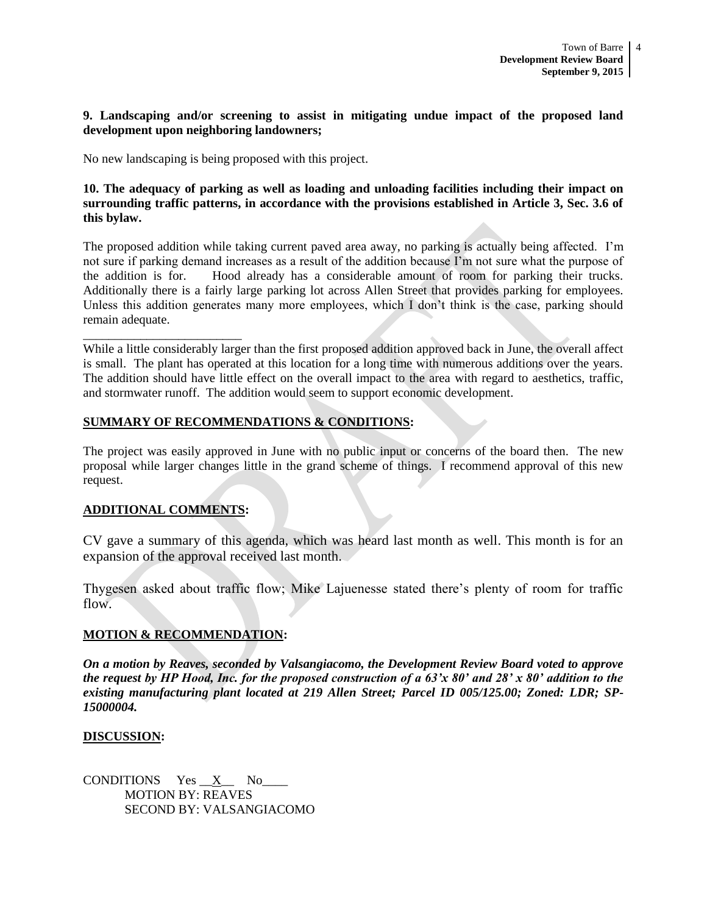**9. Landscaping and/or screening to assist in mitigating undue impact of the proposed land development upon neighboring landowners;**

No new landscaping is being proposed with this project.

**10. The adequacy of parking as well as loading and unloading facilities including their impact on surrounding traffic patterns, in accordance with the provisions established in Article 3, Sec. 3.6 of this bylaw.**

The proposed addition while taking current paved area away, no parking is actually being affected. I'm not sure if parking demand increases as a result of the addition because I'm not sure what the purpose of the addition is for. Hood already has a considerable amount of room for parking their trucks. Additionally there is a fairly large parking lot across Allen Street that provides parking for employees. Unless this addition generates many more employees, which I don't think is the case, parking should remain adequate.

_________________________

While a little considerably larger than the first proposed addition approved back in June, the overall affect is small. The plant has operated at this location for a long time with numerous additions over the years. The addition should have little effect on the overall impact to the area with regard to aesthetics, traffic, and stormwater runoff. The addition would seem to support economic development.

**SUMMARY OF RECOMMENDATIONS & CONDITIONS:**

The project was easily approved in June with no public input or concerns of the board then. The new proposal while larger changes little in the grand scheme of things. I recommend approval of this new request.

**ADDITIONAL COMMENTS:**

CV gave a summary of this agenda, which was heard last month as well. This month is for an expansion of the approval received last month.

Thygesen asked about traffic flow; Mike Lajuenesse stated there's plenty of room for traffic flow.

**MOTION & RECOMMENDATION:**

***On a motion by Reaves, seconded by Valsangiacomo, the Development Review Board voted to approve the request by HP Hood, Inc. for the proposed construction of a 63'x 80' and 28' x 80' addition to the existing manufacturing plant located at 219 Allen Street; Parcel ID 005/125.00; Zoned: LDR; SP-15000004.***

**DISCUSSION:**

CONDITIONS Yes __X__ No____
MOTION BY: REAVES
SECOND BY: VALSANGIACOMO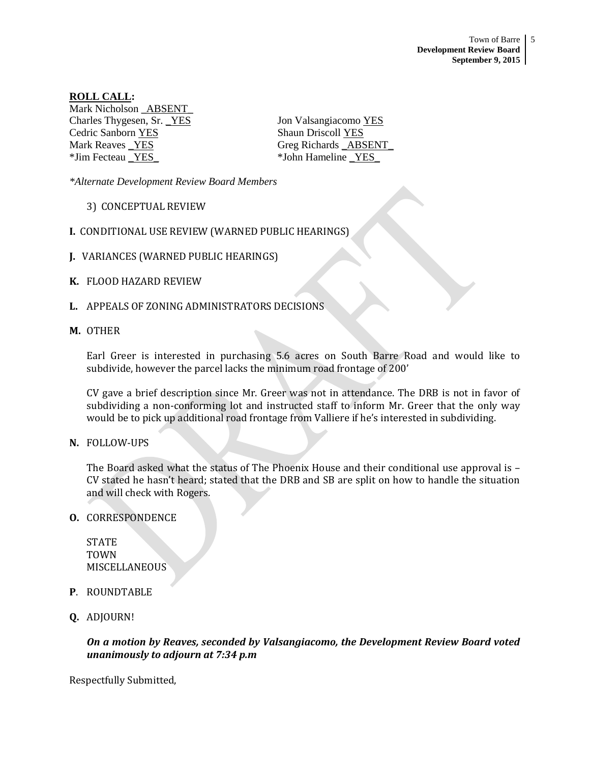**ROLL CALL:**

Mark Nicholson _ABSENT_
Charles Thygesen, Sr. _YES
Cedric Sanborn YES
Mark Reaves _YES
*Jim Fecteau _YES_
Jon Valsangiacomo YES
Shaun Driscoll YES
Greg Richards _ABSENT_
*John Hameline _YES_

*Alternate Development Review Board Members*

3) CONCEPTUAL REVIEW

**I.** CONDITIONAL USE REVIEW (WARNED PUBLIC HEARINGS)

**J.** VARIANCES (WARNED PUBLIC HEARINGS)

**K.** FLOOD HAZARD REVIEW

**L.** APPEALS OF ZONING ADMINISTRATORS DECISIONS

**M.** OTHER

Earl Greer is interested in purchasing 5.6 acres on South Barre Road and would like to subdivide, however the parcel lacks the minimum road frontage of 200'

CV gave a brief description since Mr. Greer was not in attendance. The DRB is not in favor of subdividing a non-conforming lot and instructed staff to inform Mr. Greer that the only way would be to pick up additional road frontage from Valliere if he's interested in subdividing.

**N.** FOLLOW-UPS

The Board asked what the status of The Phoenix House and their conditional use approval is – CV stated he hasn't heard; stated that the DRB and SB are split on how to handle the situation and will check with Rogers.

**O.** CORRESPONDENCE

STATE
TOWN
MISCELLANEOUS

**P**. ROUNDTABLE

**Q.** ADJOURN!

***On a motion by Reaves, seconded by Valsangiacomo, the Development Review Board voted unanimously to adjourn at 7:34 p.m***

Respectfully Submitted,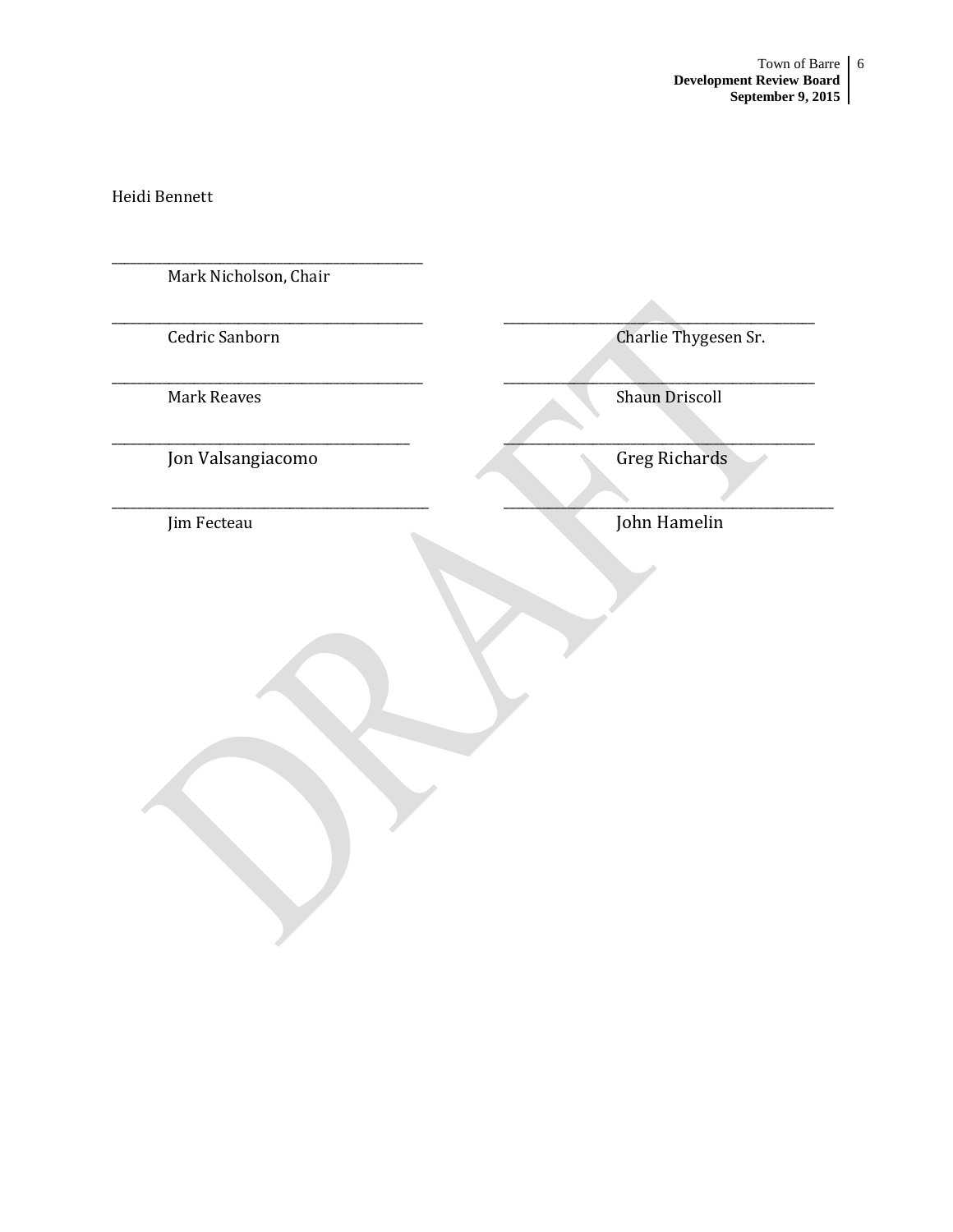Heidi Bennett

_______________________________________
Mark Nicholson, Chair

_______________________________________
Cedric Sanborn

_______________________________________
Charlie Thygesen Sr.

_______________________________________
Mark Reaves

_______________________________________
Shaun Driscoll

_______________________________________
Jon Valsangiacomo

_______________________________________
Greg Richards

_______________________________________
Jim Fecteau

_______________________________________
John Hamelin

DRAFT